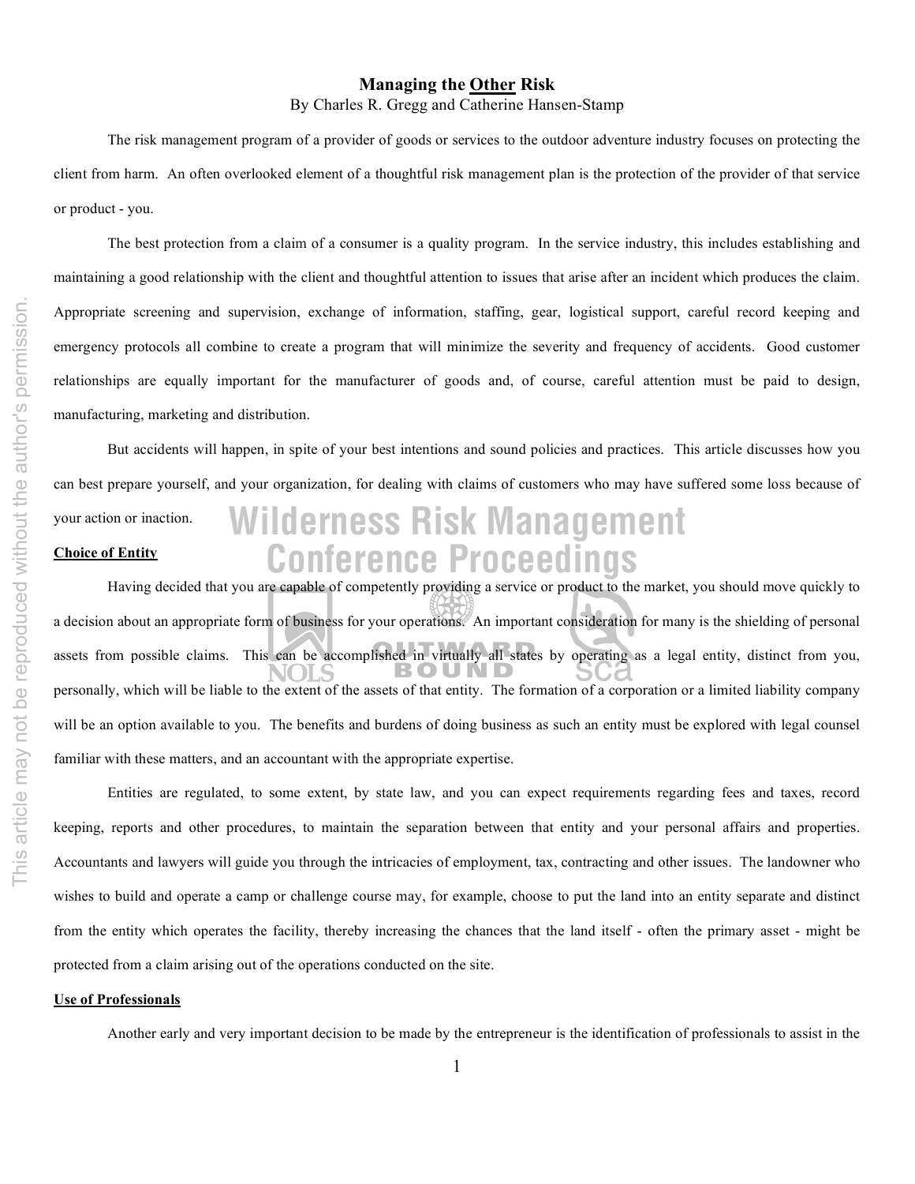# Managing the Other Risk

By Charles R. Gregg and Catherine Hansen-Stamp

The risk management program of a provider of goods or services to the outdoor adventure industry focuses on protecting the client from harm. An often overlooked element of a thoughtful risk management plan is the protection of the provider of that service or product - you.

The best protection from a claim of a consumer is a quality program. In the service industry, this includes establishing and maintaining a good relationship with the client and thoughtful attention to issues that arise after an incident which produces the claim. Appropriate screening and supervision, exchange of information, staffing, gear, logistical support, careful record keeping and emergency protocols all combine to create a program that will minimize the severity and frequency of accidents. Good customer relationships are equally important for the manufacturer of goods and, of course, careful attention must be paid to design, manufacturing, marketing and distribution.

But accidents will happen, in spite of your best intentions and sound policies and practices. This article discusses how you can best prepare yourself, and your organization, for dealing with claims of customers who may have suffered some loss because of your action or inaction.

## Choice of Entity

Having decided that you are capable of competently providing a service or product to the market, you should move quickly to a decision about an appropriate form of business for your operations. An important consideration for many is the shielding of personal assets from possible claims. This can be accomplished in virtually all states by operating as a legal entity, distinct from you, personally, which will be liable to the extent of the assets of that entity. The formation of a corporation or a limited liability company will be an option available to you. The benefits and burdens of doing business as such an entity must be explored with legal counsel familiar with these matters, and an accountant with the appropriate expertise.

Entities are regulated, to some extent, by state law, and you can expect requirements regarding fees and taxes, record keeping, reports and other procedures, to maintain the separation between that entity and your personal affairs and properties. Accountants and lawyers will guide you through the intricacies of employment, tax, contracting and other issues. The landowner who wishes to build and operate a camp or challenge course may, for example, choose to put the land into an entity separate and distinct from the entity which operates the facility, thereby increasing the chances that the land itself - often the primary asset - might be protected from a claim arising out of the operations conducted on the site.

## Use of Professionals

Another early and very important decision to be made by the entrepreneur is the identification of professionals to assist in the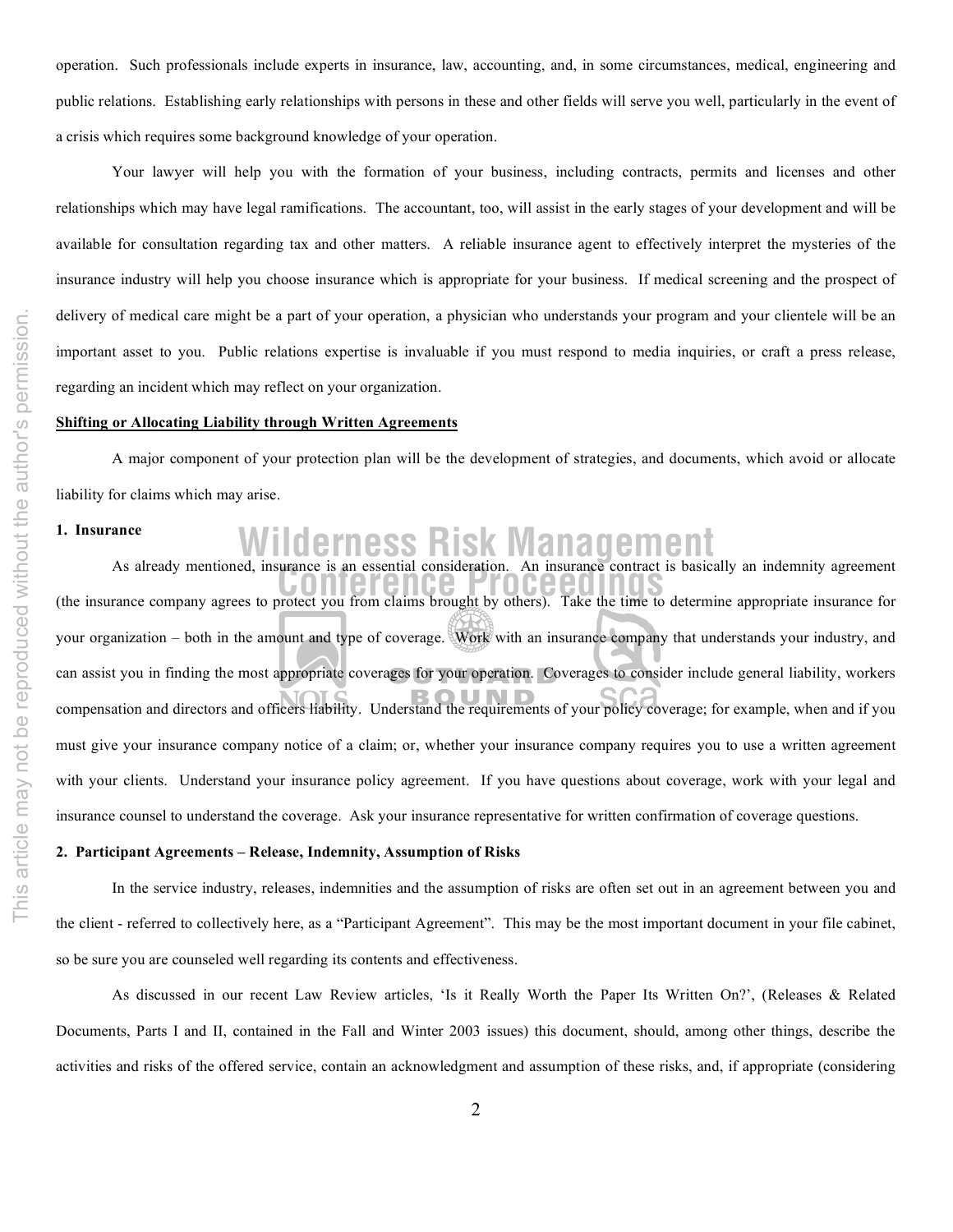operation. Such professionals include experts in insurance, law, accounting, and, in some circumstances, medical, engineering and public relations. Establishing early relationships with persons in these and other fields will serve you well, particularly in the event of a crisis which requires some background knowledge of your operation.

Your lawyer will help you with the formation of your business, including contracts, permits and licenses and other relationships which may have legal ramifications. The accountant, too, will assist in the early stages of your development and will be available for consultation regarding tax and other matters. A reliable insurance agent to effectively interpret the mysteries of the insurance industry will help you choose insurance which is appropriate for your business. If medical screening and the prospect of delivery of medical care might be a part of your operation, a physician who understands your program and your clientele will be an important asset to you. Public relations expertise is invaluable if you must respond to media inquiries, or craft a press release, regarding an incident which may reflect on your organization.

**Shifting or Allocating Liability through Written Agreements**

A major component of your protection plan will be the development of strategies, and documents, which avoid or allocate liability for claims which may arise.

**1. Insurance**

As already mentioned, insurance is an essential consideration. An insurance contract is basically an indemnity agreement (the insurance company agrees to protect you from claims brought by others). Take the time to determine appropriate insurance for your organization – both in the amount and type of coverage. Work with an insurance company that understands your industry, and can assist you in finding the most appropriate coverages for your operation. Coverages to consider include general liability, workers compensation and directors and officers liability. Understand the requirements of your policy coverage; for example, when and if you must give your insurance company notice of a claim; or, whether your insurance company requires you to use a written agreement with your clients. Understand your insurance policy agreement. If you have questions about coverage, work with your legal and insurance counsel to understand the coverage. Ask your insurance representative for written confirmation of coverage questions.

**2. Participant Agreements – Release, Indemnity, Assumption of Risks**

In the service industry, releases, indemnities and the assumption of risks are often set out in an agreement between you and the client - referred to collectively here, as a "Participant Agreement". This may be the most important document in your file cabinet, so be sure you are counseled well regarding its contents and effectiveness.

As discussed in our recent Law Review articles, 'Is it Really Worth the Paper Its Written On?', (Releases & Related Documents, Parts I and II, contained in the Fall and Winter 2003 issues) this document, should, among other things, describe the activities and risks of the offered service, contain an acknowledgment and assumption of these risks, and, if appropriate (considering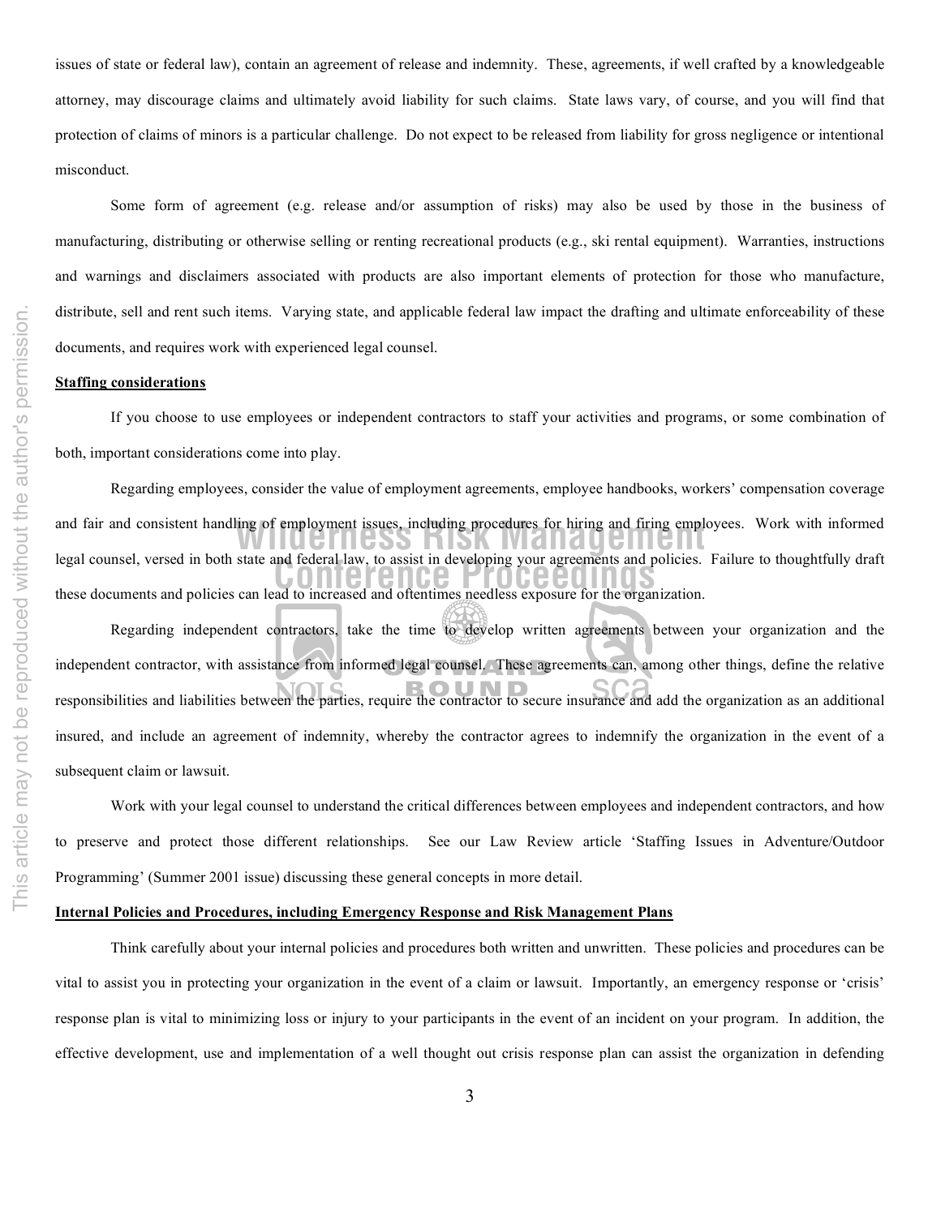issues of state or federal law), contain an agreement of release and indemnity. These, agreements, if well crafted by a knowledgeable attorney, may discourage claims and ultimately avoid liability for such claims. State laws vary, of course, and you will find that protection of claims of minors is a particular challenge. Do not expect to be released from liability for gross negligence or intentional misconduct.

Some form of agreement (e.g. release and/or assumption of risks) may also be used by those in the business of manufacturing, distributing or otherwise selling or renting recreational products (e.g., ski rental equipment). Warranties, instructions and warnings and disclaimers associated with products are also important elements of protection for those who manufacture, distribute, sell and rent such items. Varying state, and applicable federal law impact the drafting and ultimate enforceability of these documents, and requires work with experienced legal counsel.

**Staffing considerations**

If you choose to use employees or independent contractors to staff your activities and programs, or some combination of both, important considerations come into play.

Regarding employees, consider the value of employment agreements, employee handbooks, workers' compensation coverage and fair and consistent handling of employment issues, including procedures for hiring and firing employees. Work with informed legal counsel, versed in both state and federal law, to assist in developing your agreements and policies. Failure to thoughtfully draft these documents and policies can lead to increased and oftentimes needless exposure for the organization.

Regarding independent contractors, take the time to develop written agreements between your organization and the independent contractor, with assistance from informed legal counsel. These agreements can, among other things, define the relative responsibilities and liabilities between the parties, require the contractor to secure insurance and add the organization as an additional insured, and include an agreement of indemnity, whereby the contractor agrees to indemnify the organization in the event of a subsequent claim or lawsuit.

Work with your legal counsel to understand the critical differences between employees and independent contractors, and how to preserve and protect those different relationships. See our Law Review article 'Staffing Issues in Adventure/Outdoor Programming' (Summer 2001 issue) discussing these general concepts in more detail.

**Internal Policies and Procedures, including Emergency Response and Risk Management Plans**

Think carefully about your internal policies and procedures both written and unwritten. These policies and procedures can be vital to assist you in protecting your organization in the event of a claim or lawsuit. Importantly, an emergency response or 'crisis' response plan is vital to minimizing loss or injury to your participants in the event of an incident on your program. In addition, the effective development, use and implementation of a well thought out crisis response plan can assist the organization in defending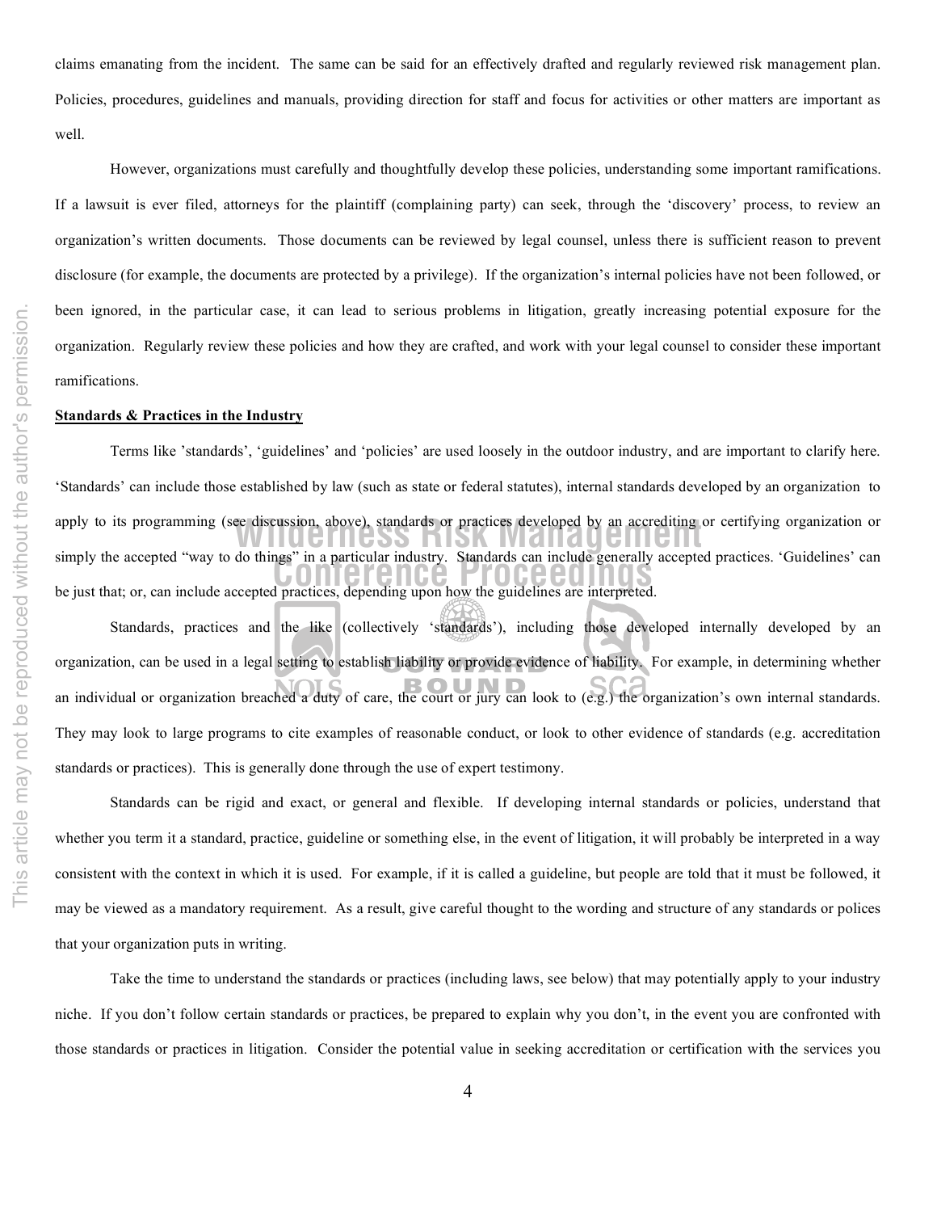claims emanating from the incident. The same can be said for an effectively drafted and regularly reviewed risk management plan. Policies, procedures, guidelines and manuals, providing direction for staff and focus for activities or other matters are important as well.

However, organizations must carefully and thoughtfully develop these policies, understanding some important ramifications. If a lawsuit is ever filed, attorneys for the plaintiff (complaining party) can seek, through the 'discovery' process, to review an organization's written documents. Those documents can be reviewed by legal counsel, unless there is sufficient reason to prevent disclosure (for example, the documents are protected by a privilege). If the organization's internal policies have not been followed, or been ignored, in the particular case, it can lead to serious problems in litigation, greatly increasing potential exposure for the organization. Regularly review these policies and how they are crafted, and work with your legal counsel to consider these important ramifications.

**Standards & Practices in the Industry**

Terms like 'standards', 'guidelines' and 'policies' are used loosely in the outdoor industry, and are important to clarify here. 'Standards' can include those established by law (such as state or federal statutes), internal standards developed by an organization to apply to its programming (see discussion, above), standards or practices developed by an accrediting or certifying organization or simply the accepted "way to do things" in a particular industry. Standards can include generally accepted practices. 'Guidelines' can be just that; or, can include accepted practices, depending upon how the guidelines are interpreted.

Standards, practices and the like (collectively 'standards'), including those developed internally developed by an organization, can be used in a legal setting to establish liability or provide evidence of liability. For example, in determining whether an individual or organization breached a duty of care, the court or jury can look to (e.g.) the organization's own internal standards. They may look to large programs to cite examples of reasonable conduct, or look to other evidence of standards (e.g. accreditation standards or practices). This is generally done through the use of expert testimony.

Standards can be rigid and exact, or general and flexible. If developing internal standards or policies, understand that whether you term it a standard, practice, guideline or something else, in the event of litigation, it will probably be interpreted in a way consistent with the context in which it is used. For example, if it is called a guideline, but people are told that it must be followed, it may be viewed as a mandatory requirement. As a result, give careful thought to the wording and structure of any standards or polices that your organization puts in writing.

Take the time to understand the standards or practices (including laws, see below) that may potentially apply to your industry niche. If you don't follow certain standards or practices, be prepared to explain why you don't, in the event you are confronted with those standards or practices in litigation. Consider the potential value in seeking accreditation or certification with the services you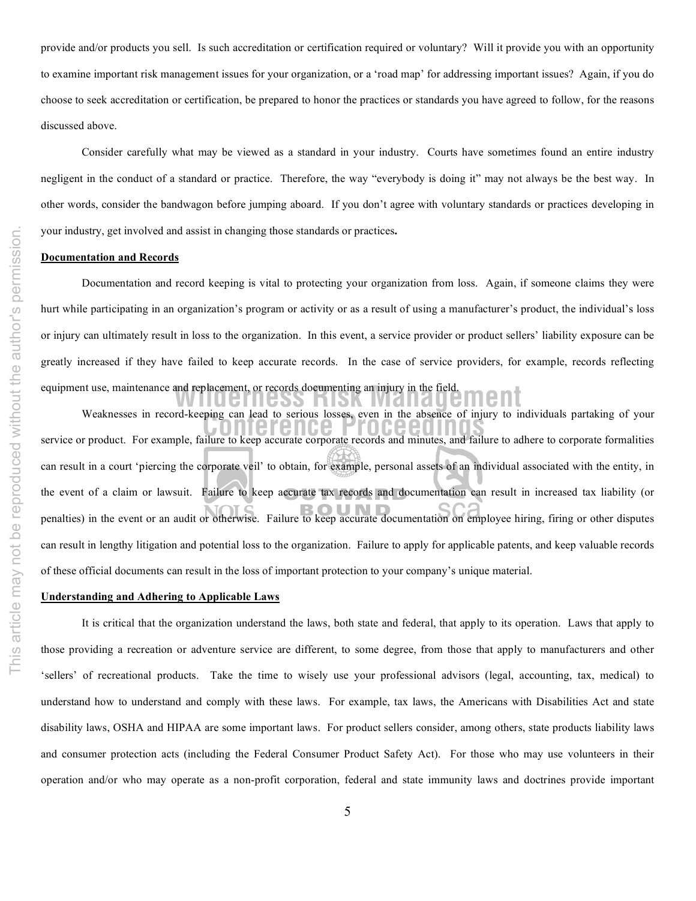provide and/or products you sell. Is such accreditation or certification required or voluntary? Will it provide you with an opportunity to examine important risk management issues for your organization, or a 'road map' for addressing important issues? Again, if you do choose to seek accreditation or certification, be prepared to honor the practices or standards you have agreed to follow, for the reasons discussed above.

Consider carefully what may be viewed as a standard in your industry. Courts have sometimes found an entire industry negligent in the conduct of a standard or practice. Therefore, the way "everybody is doing it" may not always be the best way. In other words, consider the bandwagon before jumping aboard. If you don't agree with voluntary standards or practices developing in your industry, get involved and assist in changing those standards or practices**.**

**Documentation and Records**

Documentation and record keeping is vital to protecting your organization from loss. Again, if someone claims they were hurt while participating in an organization's program or activity or as a result of using a manufacturer's product, the individual's loss or injury can ultimately result in loss to the organization. In this event, a service provider or product sellers' liability exposure can be greatly increased if they have failed to keep accurate records. In the case of service providers, for example, records reflecting equipment use, maintenance and replacement, or records documenting an injury in the field.

Weaknesses in record-keeping can lead to serious losses, even in the absence of injury to individuals partaking of your service or product. For example, failure to keep accurate corporate records and minutes, and failure to adhere to corporate formalities can result in a court 'piercing the corporate veil' to obtain, for example, personal assets of an individual associated with the entity, in the event of a claim or lawsuit. Failure to keep accurate tax records and documentation can result in increased tax liability (or penalties) in the event or an audit or otherwise. Failure to keep accurate documentation on employee hiring, firing or other disputes can result in lengthy litigation and potential loss to the organization. Failure to apply for applicable patents, and keep valuable records of these official documents can result in the loss of important protection to your company's unique material.

**Understanding and Adhering to Applicable Laws**

It is critical that the organization understand the laws, both state and federal, that apply to its operation. Laws that apply to those providing a recreation or adventure service are different, to some degree, from those that apply to manufacturers and other 'sellers' of recreational products. Take the time to wisely use your professional advisors (legal, accounting, tax, medical) to understand how to understand and comply with these laws. For example, tax laws, the Americans with Disabilities Act and state disability laws, OSHA and HIPAA are some important laws. For product sellers consider, among others, state products liability laws and consumer protection acts (including the Federal Consumer Product Safety Act). For those who may use volunteers in their operation and/or who may operate as a non-profit corporation, federal and state immunity laws and doctrines provide important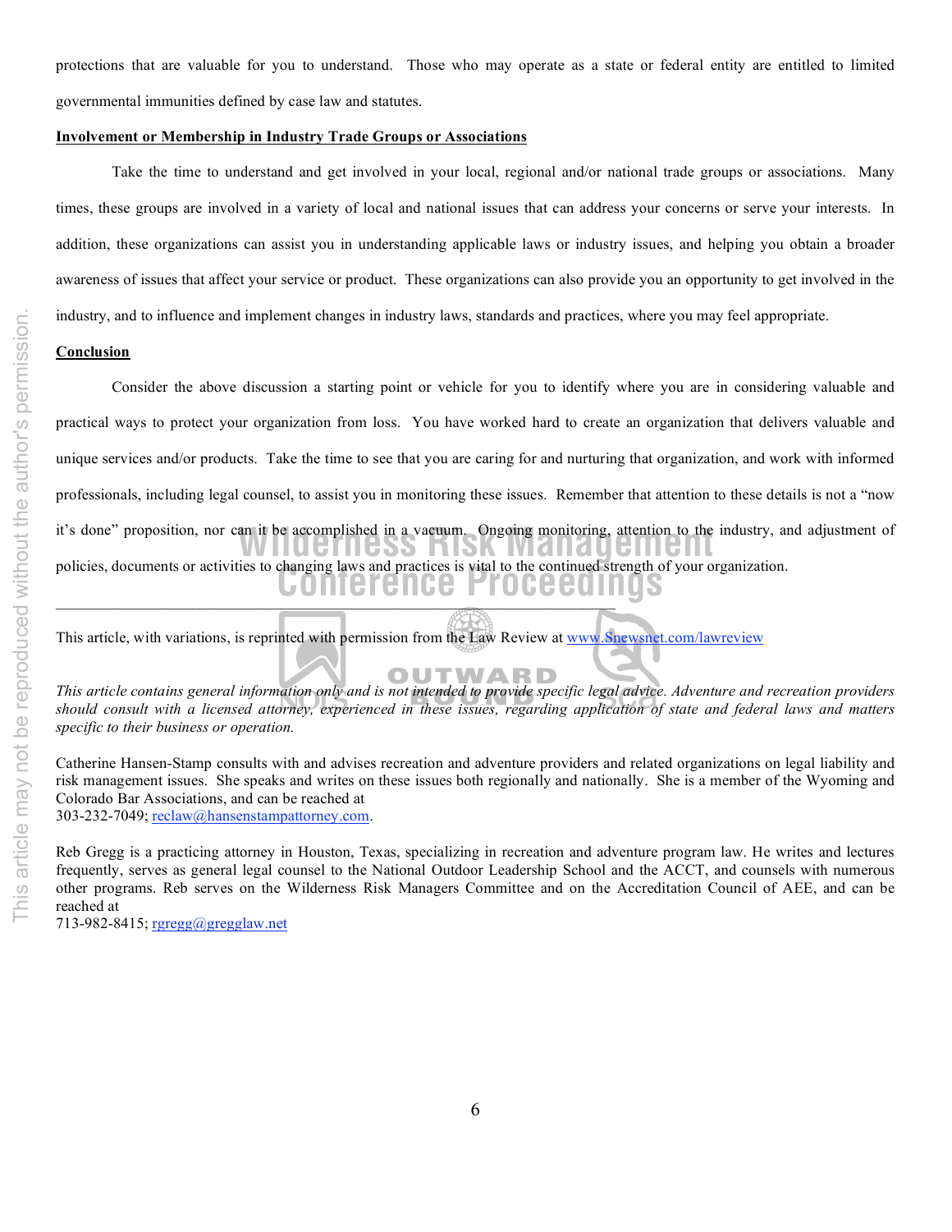protections that are valuable for you to understand. Those who may operate as a state or federal entity are entitled to limited governmental immunities defined by case law and statutes.

**Involvement or Membership in Industry Trade Groups or Associations**

Take the time to understand and get involved in your local, regional and/or national trade groups or associations. Many times, these groups are involved in a variety of local and national issues that can address your concerns or serve your interests. In addition, these organizations can assist you in understanding applicable laws or industry issues, and helping you obtain a broader awareness of issues that affect your service or product. These organizations can also provide you an opportunity to get involved in the industry, and to influence and implement changes in industry laws, standards and practices, where you may feel appropriate.

**Conclusion**

Consider the above discussion a starting point or vehicle for you to identify where you are in considering valuable and practical ways to protect your organization from loss. You have worked hard to create an organization that delivers valuable and unique services and/or products. Take the time to see that you are caring for and nurturing that organization, and work with informed professionals, including legal counsel, to assist you in monitoring these issues. Remember that attention to these details is not a "now it's done" proposition, nor can it be accomplished in a vacuum. Ongoing monitoring, attention to the industry, and adjustment of policies, documents or activities to changing laws and practices is vital to the continued strength of your organization.

---

This article, with variations, is reprinted with permission from the Law Review at www.Snewsnet.com/lawreview

*This article contains general information only and is not intended to provide specific legal advice. Adventure and recreation providers should consult with a licensed attorney, experienced in these issues, regarding application of state and federal laws and matters specific to their business or operation.*

Catherine Hansen-Stamp consults with and advises recreation and adventure providers and related organizations on legal liability and risk management issues. She speaks and writes on these issues both regionally and nationally. She is a member of the Wyoming and Colorado Bar Associations, and can be reached at
303-232-7049; reclaw@hansenstampattorney.com.

Reb Gregg is a practicing attorney in Houston, Texas, specializing in recreation and adventure program law. He writes and lectures frequently, serves as general legal counsel to the National Outdoor Leadership School and the ACCT, and counsels with numerous other programs. Reb serves on the Wilderness Risk Managers Committee and on the Accreditation Council of AEE, and can be reached at
713-982-8415; rgregg@gregglaw.net